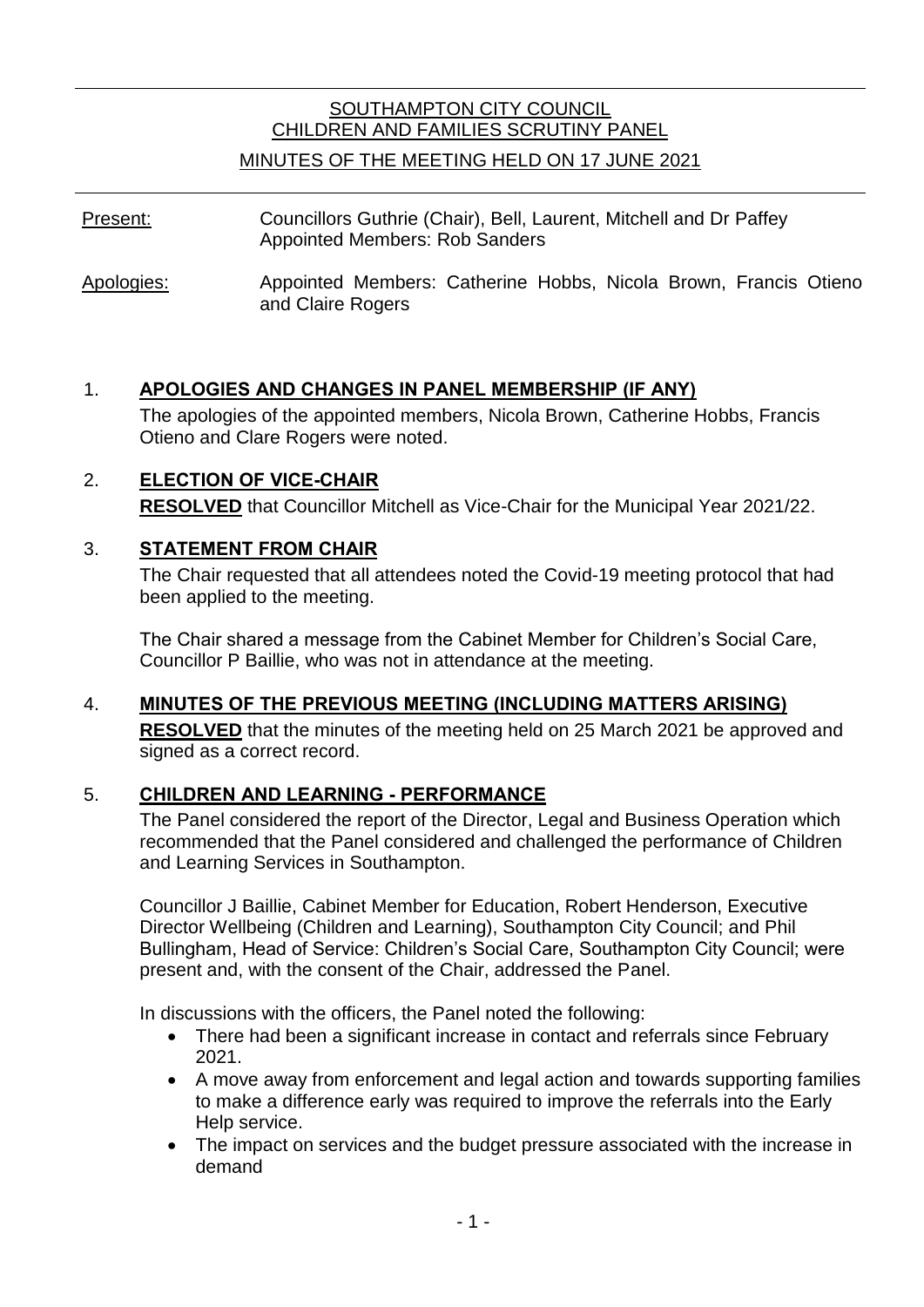SOUTHAMPTON CITY COUNCIL
CHILDREN AND FAMILIES SCRUTINY PANEL

MINUTES OF THE MEETING HELD ON 17 JUNE 2021

| | |
|---|---|
| Present: | Councillors Guthrie (Chair), Bell, Laurent, Mitchell and Dr Paffey<br>Appointed Members: Rob Sanders |
| Apologies: | Appointed Members: Catherine Hobbs, Nicola Brown, Francis Otieno and Claire Rogers |

## 1. APOLOGIES AND CHANGES IN PANEL MEMBERSHIP (IF ANY)

The apologies of the appointed members, Nicola Brown, Catherine Hobbs, Francis Otieno and Clare Rogers were noted.

## 2. ELECTION OF VICE-CHAIR

**RESOLVED** that Councillor Mitchell as Vice-Chair for the Municipal Year 2021/22.

## 3. STATEMENT FROM CHAIR

The Chair requested that all attendees noted the Covid-19 meeting protocol that had been applied to the meeting.

The Chair shared a message from the Cabinet Member for Children's Social Care, Councillor P Baillie, who was not in attendance at the meeting.

## 4. MINUTES OF THE PREVIOUS MEETING (INCLUDING MATTERS ARISING)

**RESOLVED** that the minutes of the meeting held on 25 March 2021 be approved and signed as a correct record.

## 5. CHILDREN AND LEARNING - PERFORMANCE

The Panel considered the report of the Director, Legal and Business Operation which recommended that the Panel considered and challenged the performance of Children and Learning Services in Southampton.

Councillor J Baillie, Cabinet Member for Education, Robert Henderson, Executive Director Wellbeing (Children and Learning), Southampton City Council; and Phil Bullingham, Head of Service: Children's Social Care, Southampton City Council; were present and, with the consent of the Chair, addressed the Panel.

In discussions with the officers, the Panel noted the following:

- There had been a significant increase in contact and referrals since February 2021.
- A move away from enforcement and legal action and towards supporting families to make a difference early was required to improve the referrals into the Early Help service.
- The impact on services and the budget pressure associated with the increase in demand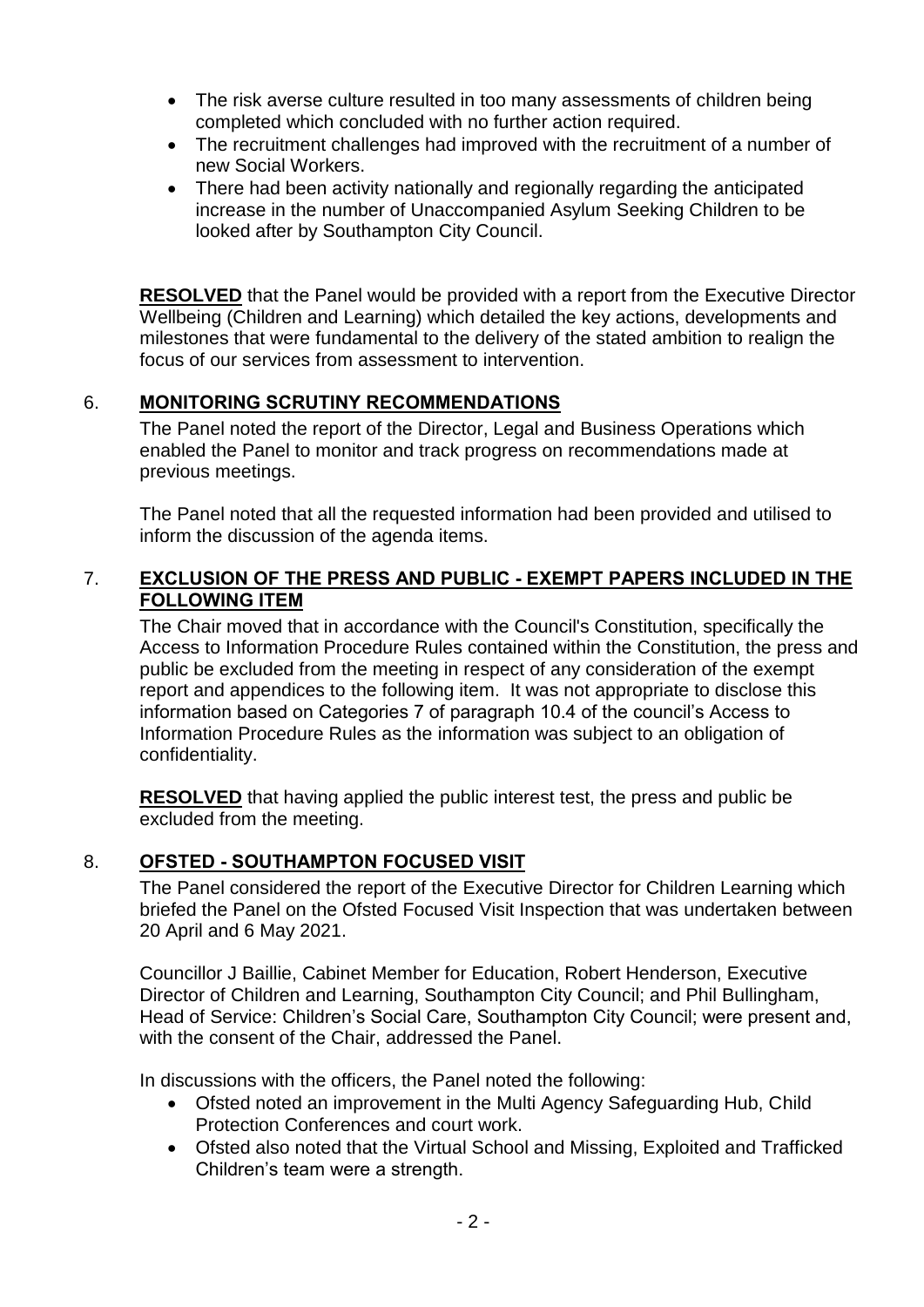- The risk averse culture resulted in too many assessments of children being completed which concluded with no further action required.
- The recruitment challenges had improved with the recruitment of a number of new Social Workers.
- There had been activity nationally and regionally regarding the anticipated increase in the number of Unaccompanied Asylum Seeking Children to be looked after by Southampton City Council.

**RESOLVED** that the Panel would be provided with a report from the Executive Director Wellbeing (Children and Learning) which detailed the key actions, developments and milestones that were fundamental to the delivery of the stated ambition to realign the focus of our services from assessment to intervention.

## 6. MONITORING SCRUTINY RECOMMENDATIONS

The Panel noted the report of the Director, Legal and Business Operations which enabled the Panel to monitor and track progress on recommendations made at previous meetings.

The Panel noted that all the requested information had been provided and utilised to inform the discussion of the agenda items.

## 7. EXCLUSION OF THE PRESS AND PUBLIC - EXEMPT PAPERS INCLUDED IN THE FOLLOWING ITEM

The Chair moved that in accordance with the Council's Constitution, specifically the Access to Information Procedure Rules contained within the Constitution, the press and public be excluded from the meeting in respect of any consideration of the exempt report and appendices to the following item. It was not appropriate to disclose this information based on Categories 7 of paragraph 10.4 of the council's Access to Information Procedure Rules as the information was subject to an obligation of confidentiality.

**RESOLVED** that having applied the public interest test, the press and public be excluded from the meeting.

## 8. OFSTED - SOUTHAMPTON FOCUSED VISIT

The Panel considered the report of the Executive Director for Children Learning which briefed the Panel on the Ofsted Focused Visit Inspection that was undertaken between 20 April and 6 May 2021.

Councillor J Baillie, Cabinet Member for Education, Robert Henderson, Executive Director of Children and Learning, Southampton City Council; and Phil Bullingham, Head of Service: Children's Social Care, Southampton City Council; were present and, with the consent of the Chair, addressed the Panel.

In discussions with the officers, the Panel noted the following:

- Ofsted noted an improvement in the Multi Agency Safeguarding Hub, Child Protection Conferences and court work.
- Ofsted also noted that the Virtual School and Missing, Exploited and Trafficked Children's team were a strength.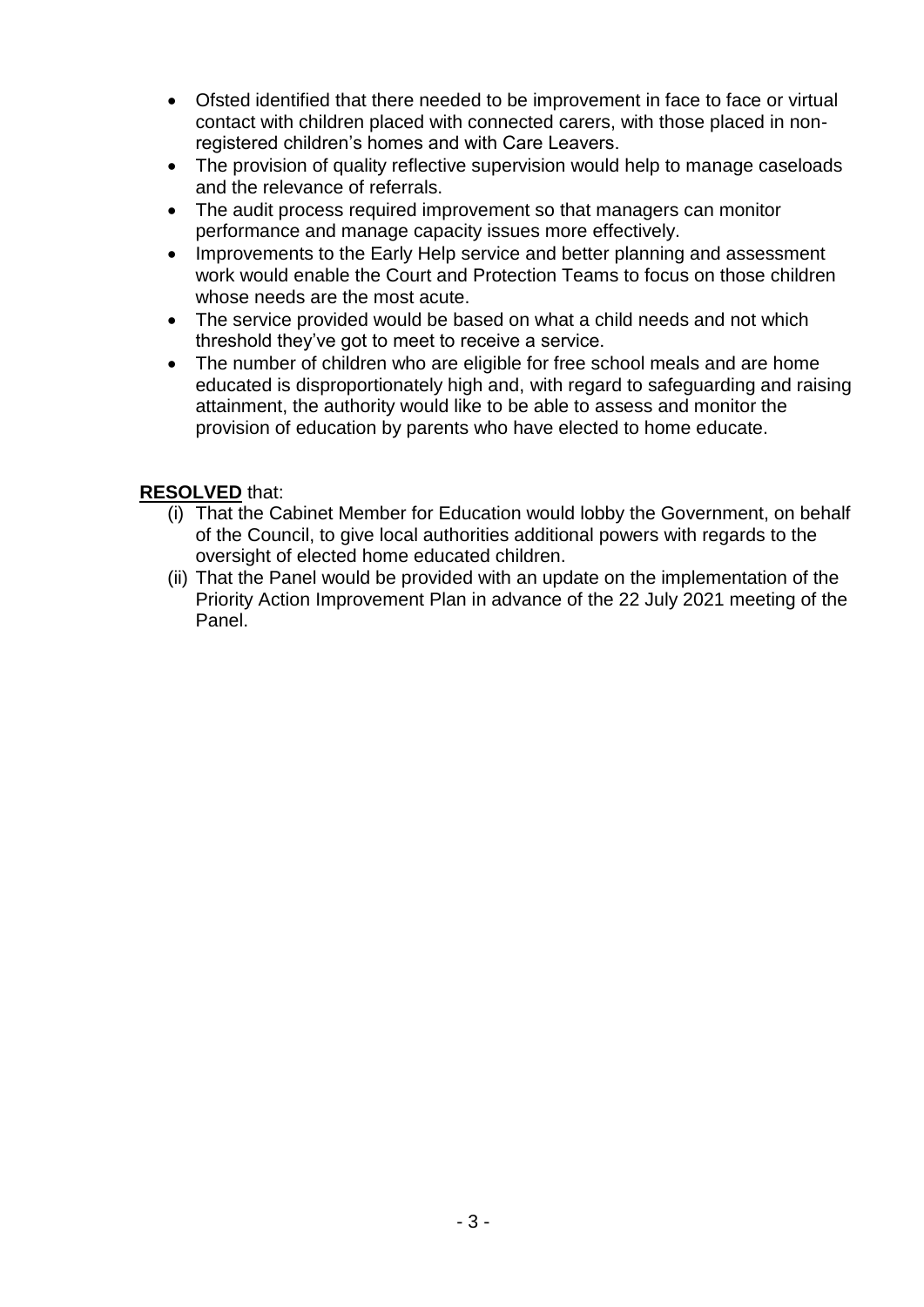- Ofsted identified that there needed to be improvement in face to face or virtual contact with children placed with connected carers, with those placed in non-registered children's homes and with Care Leavers.
- The provision of quality reflective supervision would help to manage caseloads and the relevance of referrals.
- The audit process required improvement so that managers can monitor performance and manage capacity issues more effectively.
- Improvements to the Early Help service and better planning and assessment work would enable the Court and Protection Teams to focus on those children whose needs are the most acute.
- The service provided would be based on what a child needs and not which threshold they've got to meet to receive a service.
- The number of children who are eligible for free school meals and are home educated is disproportionately high and, with regard to safeguarding and raising attainment, the authority would like to be able to assess and monitor the provision of education by parents who have elected to home educate.

**RESOLVED** that:

(i) That the Cabinet Member for Education would lobby the Government, on behalf of the Council, to give local authorities additional powers with regards to the oversight of elected home educated children.

(ii) That the Panel would be provided with an update on the implementation of the Priority Action Improvement Plan in advance of the 22 July 2021 meeting of the Panel.